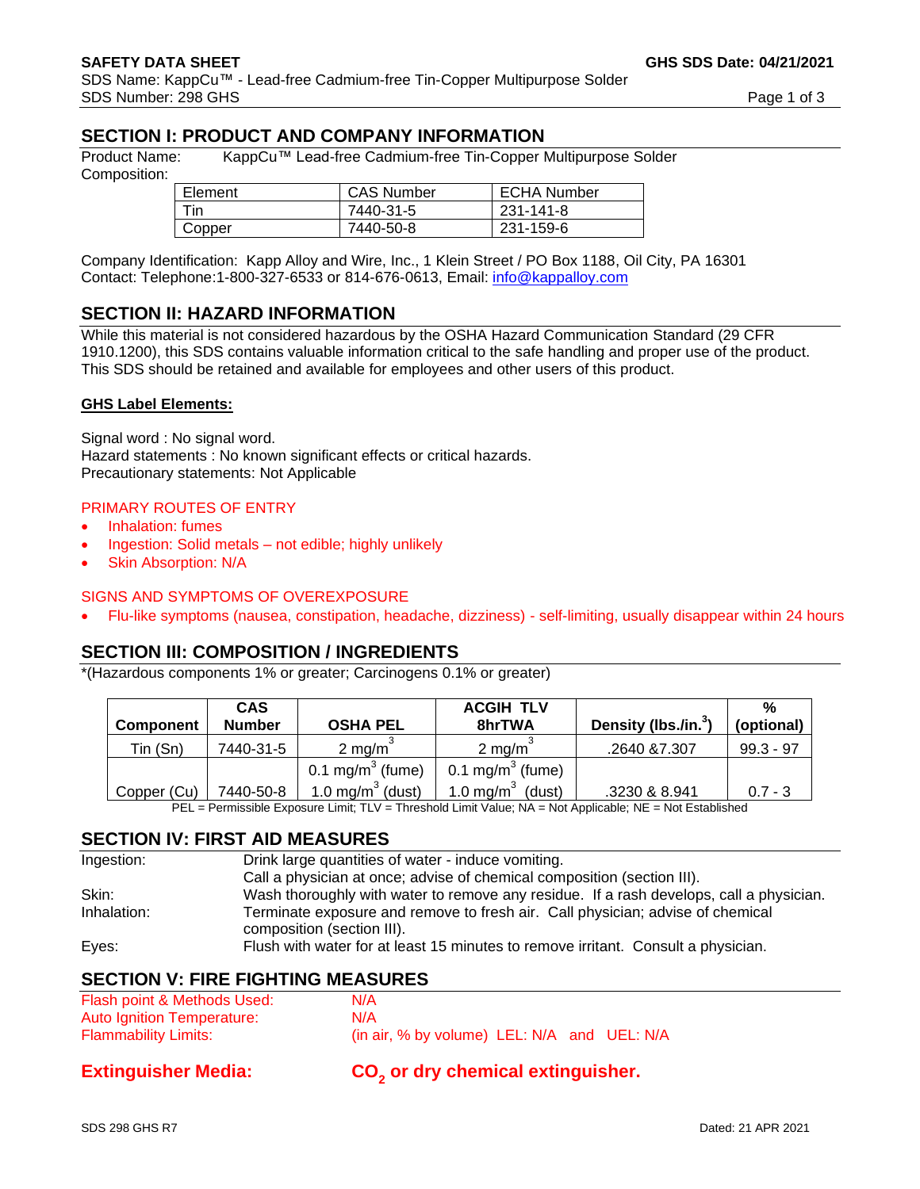**SAFETY DATA SHEET** **GHS SDS Date: 04/21/2021**

SDS Name: KappCu™ - Lead-free Cadmium-free Tin-Copper Multipurpose Solder
SDS Number: 298 GHS

## SECTION I: PRODUCT AND COMPANY INFORMATION

Product Name: KappCu™ Lead-free Cadmium-free Tin-Copper Multipurpose Solder

Composition:

| Element | CAS Number | ECHA Number |
|---|---|---|
| Tin | 7440-31-5 | 231-141-8 |
| Copper | 7440-50-8 | 231-159-6 |

Company Identification: Kapp Alloy and Wire, Inc., 1 Klein Street / PO Box 1188, Oil City, PA 16301
Contact: Telephone:1-800-327-6533 or 814-676-0613, Email: info@kappalloy.com

## SECTION II: HAZARD INFORMATION

While this material is not considered hazardous by the OSHA Hazard Communication Standard (29 CFR 1910.1200), this SDS contains valuable information critical to the safe handling and proper use of the product. This SDS should be retained and available for employees and other users of this product.

**GHS Label Elements:**

Signal word : No signal word.
Hazard statements : No known significant effects or critical hazards.
Precautionary statements: Not Applicable

PRIMARY ROUTES OF ENTRY

- Inhalation: fumes
- Ingestion: Solid metals – not edible; highly unlikely
- Skin Absorption: N/A

SIGNS AND SYMPTOMS OF OVEREXPOSURE

- Flu-like symptoms (nausea, constipation, headache, dizziness) - self-limiting, usually disappear within 24 hours

## SECTION III: COMPOSITION / INGREDIENTS

*(Hazardous components 1% or greater; Carcinogens 0.1% or greater)

| Component | CAS Number | OSHA PEL | ACGIH TLV 8hrTWA | Density (lbs./in.$^3$) | % (optional) |
|---|---|---|---|---|---|
| Tin (Sn) | 7440-31-5 | 2 mg/m$^3$ | 2 mg/m$^3$ | .2640 &7.307 | 99.3 - 97 |
| Copper (Cu) | 7440-50-8 | 0.1 mg/m$^3$ (fume) 1.0 mg/m$^3$ (dust) | 0.1 mg/m$^3$ (fume) 1.0 mg/m$^3$ (dust) | .3230 & 8.941 | 0.7 - 3 |

PEL = Permissible Exposure Limit; TLV = Threshold Limit Value; NA = Not Applicable; NE = Not Established

## SECTION IV: FIRST AID MEASURES

| | |
|---|---|
| Ingestion: | Drink large quantities of water - induce vomiting. Call a physician at once; advise of chemical composition (section III). |
| Skin: | Wash thoroughly with water to remove any residue. If a rash develops, call a physician. |
| Inhalation: | Terminate exposure and remove to fresh air. Call physician; advise of chemical composition (section III). |
| Eyes: | Flush with water for at least 15 minutes to remove irritant. Consult a physician. |

## SECTION V: FIRE FIGHTING MEASURES

| | |
|---|---|
| Flash point & Methods Used: | N/A |
| Auto Ignition Temperature: | N/A |
| Flammability Limits: | (in air, % by volume) LEL: N/A and UEL: N/A |

**Extinguisher Media:** **$CO_2$ or dry chemical extinguisher.**

SDS 298 GHS R7 Dated: 21 APR 2021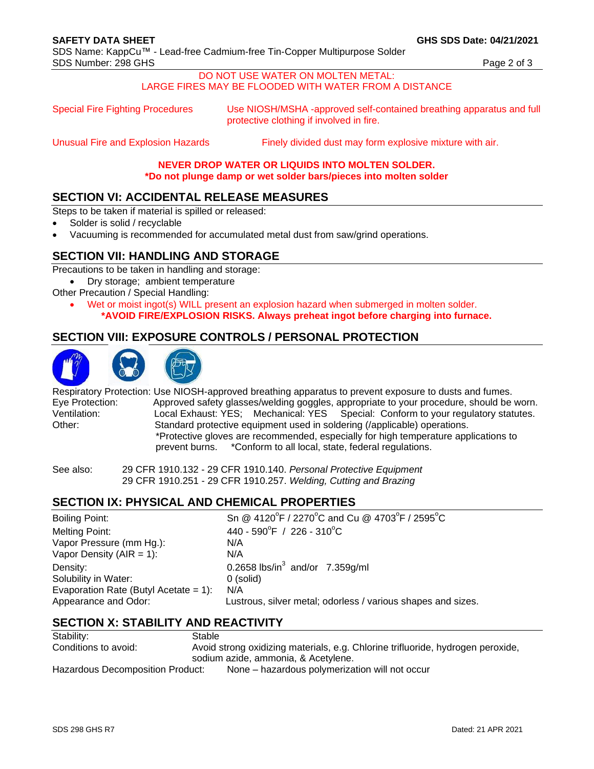DO NOT USE WATER ON MOLTEN METAL:
LARGE FIRES MAY BE FLOODED WITH WATER FROM A DISTANCE

| | |
|---|---|
| Special Fire Fighting Procedures | Use NIOSH/MSHA -approved self-contained breathing apparatus and full protective clothing if involved in fire. |
| Unusual Fire and Explosion Hazards | Finely divided dust may form explosive mixture with air. |

**NEVER DROP WATER OR LIQUIDS INTO MOLTEN SOLDER.**
***Do not plunge damp or wet solder bars/pieces into molten solder**

## SECTION VI: ACCIDENTAL RELEASE MEASURES

Steps to be taken if material is spilled or released:

- Solder is solid / recyclable
- Vacuuming is recommended for accumulated metal dust from saw/grind operations.

## SECTION VII: HANDLING AND STORAGE

Precautions to be taken in handling and storage:

- Dry storage; ambient temperature

Other Precaution / Special Handling:

- Wet or moist ingot(s) WILL present an explosion hazard when submerged in molten solder.
  ***AVOID FIRE/EXPLOSION RISKS. Always preheat ingot before charging into furnace.**

## SECTION VIII: EXPOSURE CONTROLS / PERSONAL PROTECTION

Respiratory Protection: Use NIOSH-approved breathing apparatus to prevent exposure to dusts and fumes.
Eye Protection: Approved safety glasses/welding goggles, appropriate to your procedure, should be worn.
Ventilation: Local Exhaust: YES; Mechanical: YES Special: Conform to your regulatory statutes.
Other: Standard protective equipment used in soldering (/applicable) operations.
*Protective gloves are recommended, especially for high temperature applications to prevent burns. *Conform to all local, state, federal regulations.

See also: 29 CFR 1910.132 - 29 CFR 1910.140. *Personal Protective Equipment*
29 CFR 1910.251 - 29 CFR 1910.257. *Welding, Cutting and Brazing*

## SECTION IX: PHYSICAL AND CHEMICAL PROPERTIES

| | |
|---|---|
| Boiling Point: | Sn @ 4120°F / 2270°C and Cu @ 4703°F / 2595°C |
| Melting Point: | 440 - 590°F / 226 - 310°C |
| Vapor Pressure (mm Hg.): | N/A |
| Vapor Density (AIR = 1): | N/A |
| Density: | 0.2658 lbs/in$^3$ and/or 7.359g/ml |
| Solubility in Water: | 0 (solid) |
| Evaporation Rate (Butyl Acetate = 1): | N/A |
| Appearance and Odor: | Lustrous, silver metal; odorless / various shapes and sizes. |

## SECTION X: STABILITY AND REACTIVITY

| | |
|---|---|
| Stability: | Stable |
| Conditions to avoid: | Avoid strong oxidizing materials, e.g. Chlorine trifluoride, hydrogen peroxide, sodium azide, ammonia, & Acetylene. |
| Hazardous Decomposition Product: | None – hazardous polymerization will not occur |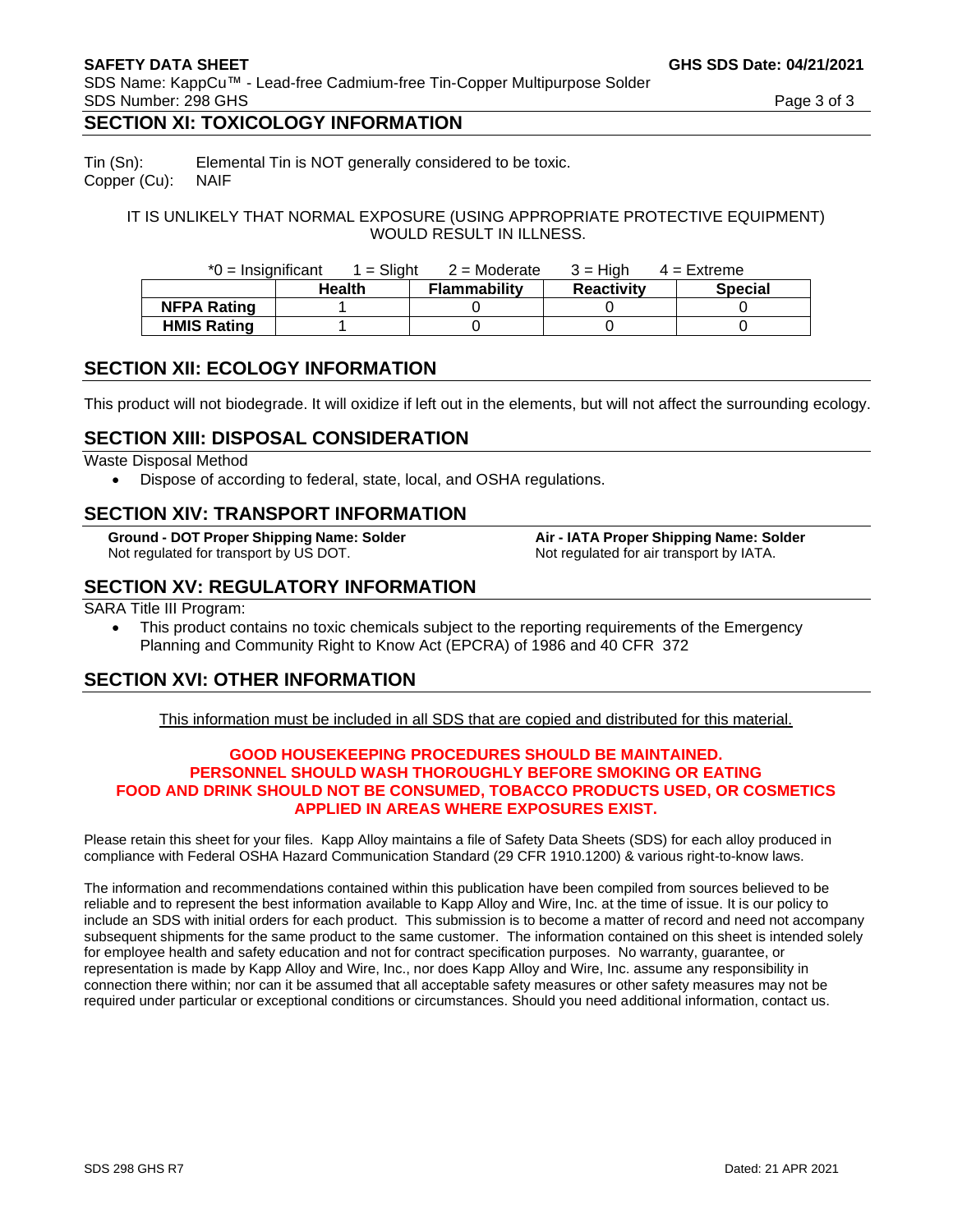## SECTION XI: TOXICOLOGY INFORMATION

Tin (Sn): Elemental Tin is NOT generally considered to be toxic.
Copper (Cu): NAIF

IT IS UNLIKELY THAT NORMAL EXPOSURE (USING APPROPRIATE PROTECTIVE EQUIPMENT) WOULD RESULT IN ILLNESS.

*0 = Insignificant 1 = Slight 2 = Moderate 3 = High 4 = Extreme

| | Health | Flammability | Reactivity | Special |
|---|---|---|---|---|
| **NFPA Rating** | 1 | 0 | 0 | 0 |
| **HMIS Rating** | 1 | 0 | 0 | 0 |

## SECTION XII: ECOLOGY INFORMATION

This product will not biodegrade. It will oxidize if left out in the elements, but will not affect the surrounding ecology.

## SECTION XIII: DISPOSAL CONSIDERATION

Waste Disposal Method

- Dispose of according to federal, state, local, and OSHA regulations.

## SECTION XIV: TRANSPORT INFORMATION

**Ground - DOT Proper Shipping Name: Solder**
Not regulated for transport by US DOT.

**Air - IATA Proper Shipping Name: Solder**
Not regulated for air transport by IATA.

## SECTION XV: REGULATORY INFORMATION

SARA Title III Program:

- This product contains no toxic chemicals subject to the reporting requirements of the Emergency Planning and Community Right to Know Act (EPCRA) of 1986 and 40 CFR 372

## SECTION XVI: OTHER INFORMATION

This information must be included in all SDS that are copied and distributed for this material.

**GOOD HOUSEKEEPING PROCEDURES SHOULD BE MAINTAINED.
PERSONNEL SHOULD WASH THOROUGHLY BEFORE SMOKING OR EATING
FOOD AND DRINK SHOULD NOT BE CONSUMED, TOBACCO PRODUCTS USED, OR COSMETICS APPLIED IN AREAS WHERE EXPOSURES EXIST.**

Please retain this sheet for your files. Kapp Alloy maintains a file of Safety Data Sheets (SDS) for each alloy produced in compliance with Federal OSHA Hazard Communication Standard (29 CFR 1910.1200) & various right-to-know laws.

The information and recommendations contained within this publication have been compiled from sources believed to be reliable and to represent the best information available to Kapp Alloy and Wire, Inc. at the time of issue. It is our policy to include an SDS with initial orders for each product. This submission is to become a matter of record and need not accompany subsequent shipments for the same product to the same customer. The information contained on this sheet is intended solely for employee health and safety education and not for contract specification purposes. No warranty, guarantee, or representation is made by Kapp Alloy and Wire, Inc., nor does Kapp Alloy and Wire, Inc. assume any responsibility in connection there within; nor can it be assumed that all acceptable safety measures or other safety measures may not be required under particular or exceptional conditions or circumstances. Should you need additional information, contact us.